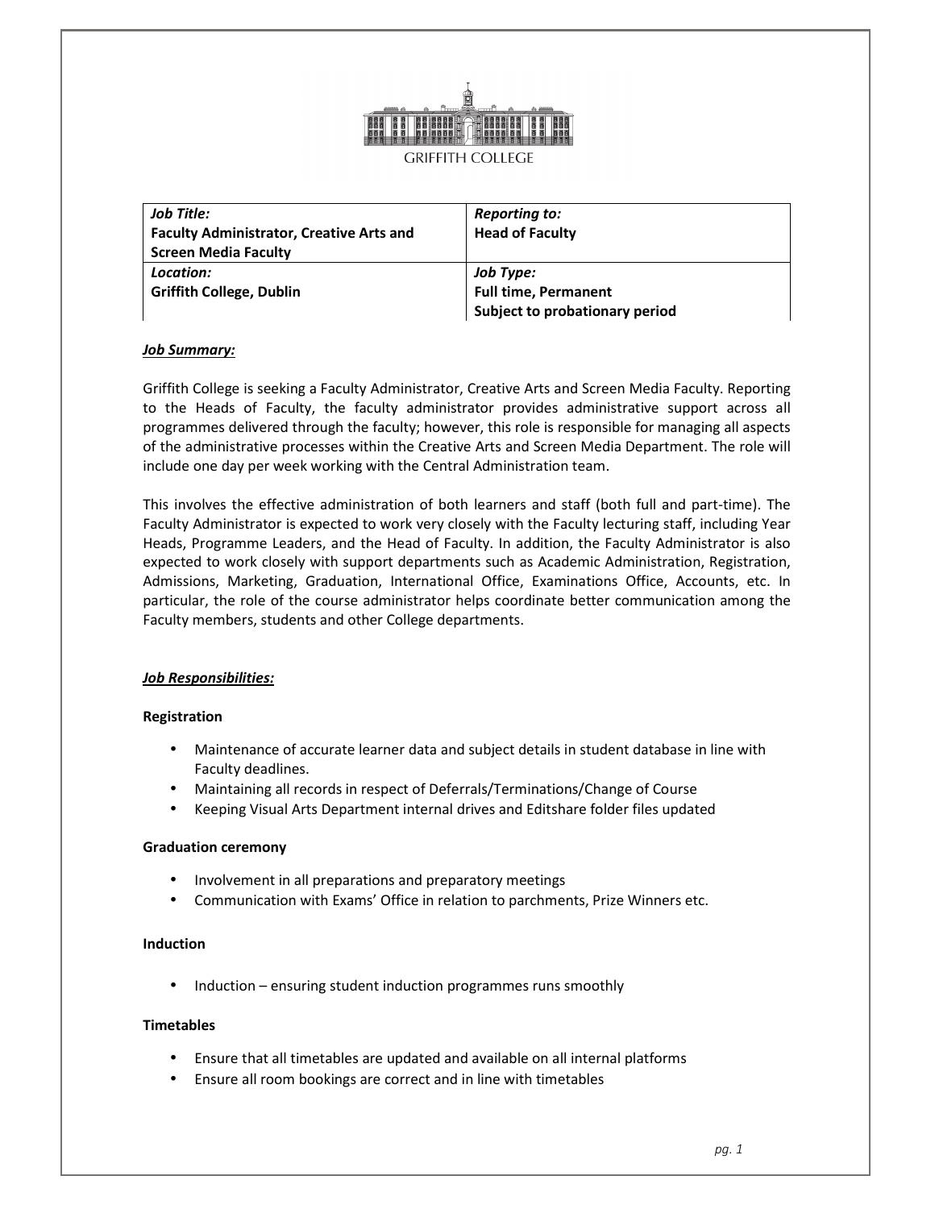GRIFFITH COLLEGE

| *Job Title:* **Faculty Administrator, Creative Arts and Screen Media Faculty** | *Reporting to:* **Head of Faculty** |
| --- | --- |
| *Location:* **Griffith College, Dublin** | *Job Type:* **Full time, Permanent Subject to probationary period** |

***Job Summary:***

Griffith College is seeking a Faculty Administrator, Creative Arts and Screen Media Faculty. Reporting to the Heads of Faculty, the faculty administrator provides administrative support across all programmes delivered through the faculty; however, this role is responsible for managing all aspects of the administrative processes within the Creative Arts and Screen Media Department. The role will include one day per week working with the Central Administration team.

This involves the effective administration of both learners and staff (both full and part-time). The Faculty Administrator is expected to work very closely with the Faculty lecturing staff, including Year Heads, Programme Leaders, and the Head of Faculty. In addition, the Faculty Administrator is also expected to work closely with support departments such as Academic Administration, Registration, Admissions, Marketing, Graduation, International Office, Examinations Office, Accounts, etc. In particular, the role of the course administrator helps coordinate better communication among the Faculty members, students and other College departments.

***Job Responsibilities:***

**Registration**

- Maintenance of accurate learner data and subject details in student database in line with Faculty deadlines.
- Maintaining all records in respect of Deferrals/Terminations/Change of Course
- Keeping Visual Arts Department internal drives and Editshare folder files updated

**Graduation ceremony**

- Involvement in all preparations and preparatory meetings
- Communication with Exams' Office in relation to parchments, Prize Winners etc.

**Induction**

- Induction – ensuring student induction programmes runs smoothly

**Timetables**

- Ensure that all timetables are updated and available on all internal platforms
- Ensure all room bookings are correct and in line with timetables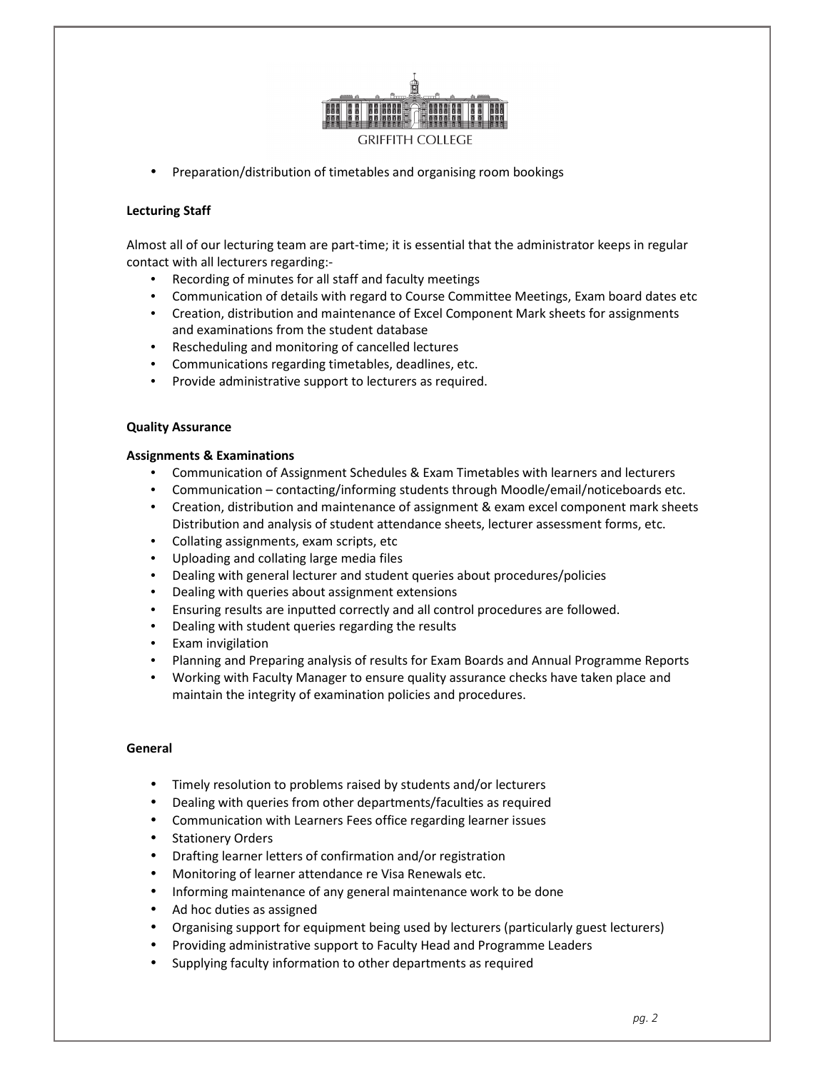- Preparation/distribution of timetables and organising room bookings

**Lecturing Staff**

Almost all of our lecturing team are part-time; it is essential that the administrator keeps in regular contact with all lecturers regarding:-

- Recording of minutes for all staff and faculty meetings
- Communication of details with regard to Course Committee Meetings, Exam board dates etc
- Creation, distribution and maintenance of Excel Component Mark sheets for assignments and examinations from the student database
- Rescheduling and monitoring of cancelled lectures
- Communications regarding timetables, deadlines, etc.
- Provide administrative support to lecturers as required.

**Quality Assurance**

**Assignments & Examinations**

- Communication of Assignment Schedules & Exam Timetables with learners and lecturers
- Communication – contacting/informing students through Moodle/email/noticeboards etc.
- Creation, distribution and maintenance of assignment & exam excel component mark sheets Distribution and analysis of student attendance sheets, lecturer assessment forms, etc.
- Collating assignments, exam scripts, etc
- Uploading and collating large media files
- Dealing with general lecturer and student queries about procedures/policies
- Dealing with queries about assignment extensions
- Ensuring results are inputted correctly and all control procedures are followed.
- Dealing with student queries regarding the results
- Exam invigilation
- Planning and Preparing analysis of results for Exam Boards and Annual Programme Reports
- Working with Faculty Manager to ensure quality assurance checks have taken place and maintain the integrity of examination policies and procedures.

**General**

- Timely resolution to problems raised by students and/or lecturers
- Dealing with queries from other departments/faculties as required
- Communication with Learners Fees office regarding learner issues
- Stationery Orders
- Drafting learner letters of confirmation and/or registration
- Monitoring of learner attendance re Visa Renewals etc.
- Informing maintenance of any general maintenance work to be done
- Ad hoc duties as assigned
- Organising support for equipment being used by lecturers (particularly guest lecturers)
- Providing administrative support to Faculty Head and Programme Leaders
- Supplying faculty information to other departments as required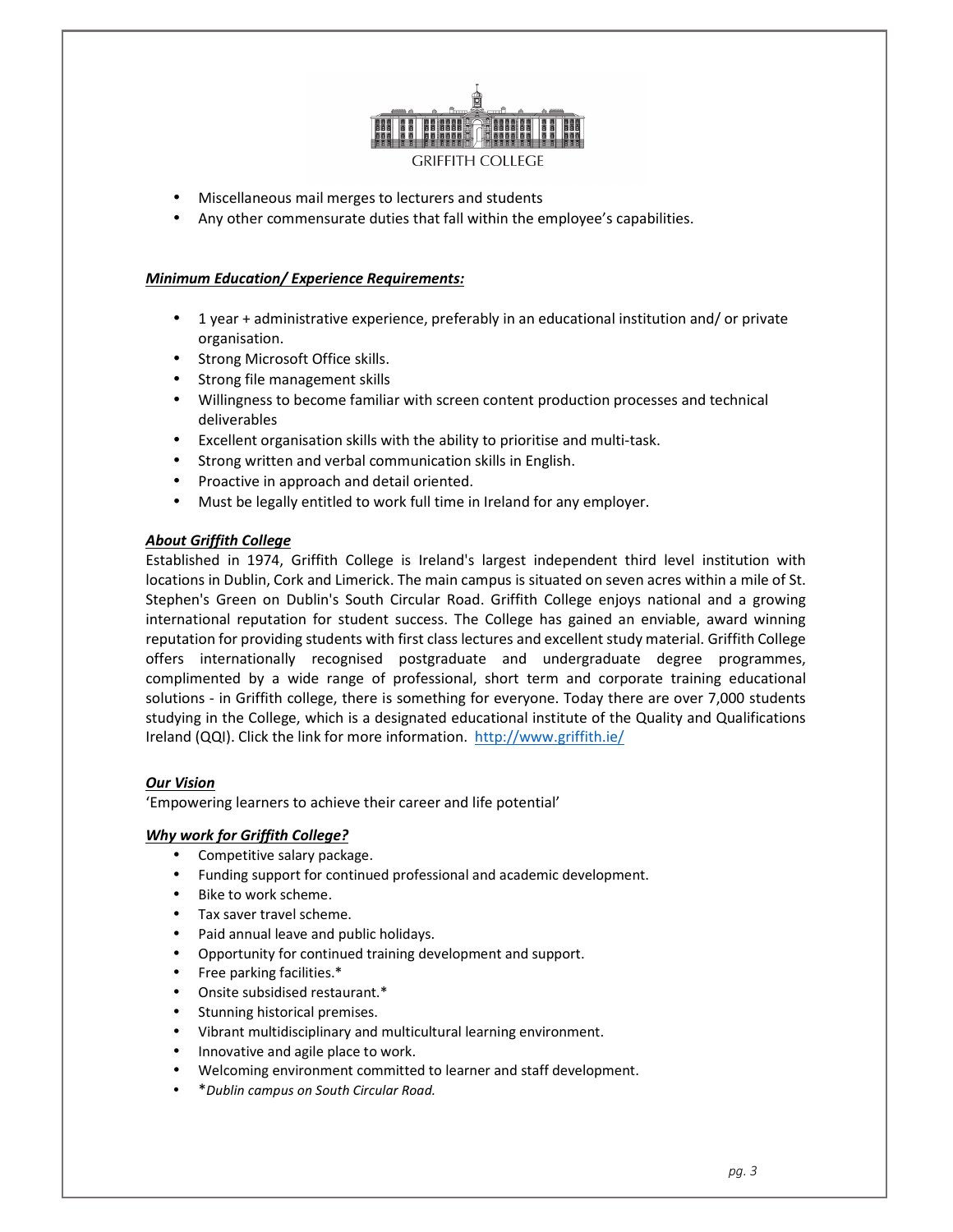- Miscellaneous mail merges to lecturers and students
- Any other commensurate duties that fall within the employee's capabilities.

***Minimum Education/ Experience Requirements:***

- 1 year + administrative experience, preferably in an educational institution and/ or private organisation.
- Strong Microsoft Office skills.
- Strong file management skills
- Willingness to become familiar with screen content production processes and technical deliverables
- Excellent organisation skills with the ability to prioritise and multi-task.
- Strong written and verbal communication skills in English.
- Proactive in approach and detail oriented.
- Must be legally entitled to work full time in Ireland for any employer.

***About Griffith College***

Established in 1974, Griffith College is Ireland's largest independent third level institution with locations in Dublin, Cork and Limerick. The main campus is situated on seven acres within a mile of St. Stephen's Green on Dublin's South Circular Road. Griffith College enjoys national and a growing international reputation for student success. The College has gained an enviable, award winning reputation for providing students with first class lectures and excellent study material. Griffith College offers internationally recognised postgraduate and undergraduate degree programmes, complimented by a wide range of professional, short term and corporate training educational solutions - in Griffith college, there is something for everyone. Today there are over 7,000 students studying in the College, which is a designated educational institute of the Quality and Qualifications Ireland (QQI). Click the link for more information. http://www.griffith.ie/

***Our Vision***

'Empowering learners to achieve their career and life potential'

***Why work for Griffith College?***

- Competitive salary package.
- Funding support for continued professional and academic development.
- Bike to work scheme.
- Tax saver travel scheme.
- Paid annual leave and public holidays.
- Opportunity for continued training development and support.
- Free parking facilities.*
- Onsite subsidised restaurant.*
- Stunning historical premises.
- Vibrant multidisciplinary and multicultural learning environment.
- Innovative and agile place to work.
- Welcoming environment committed to learner and staff development.
- **Dublin campus on South Circular Road.*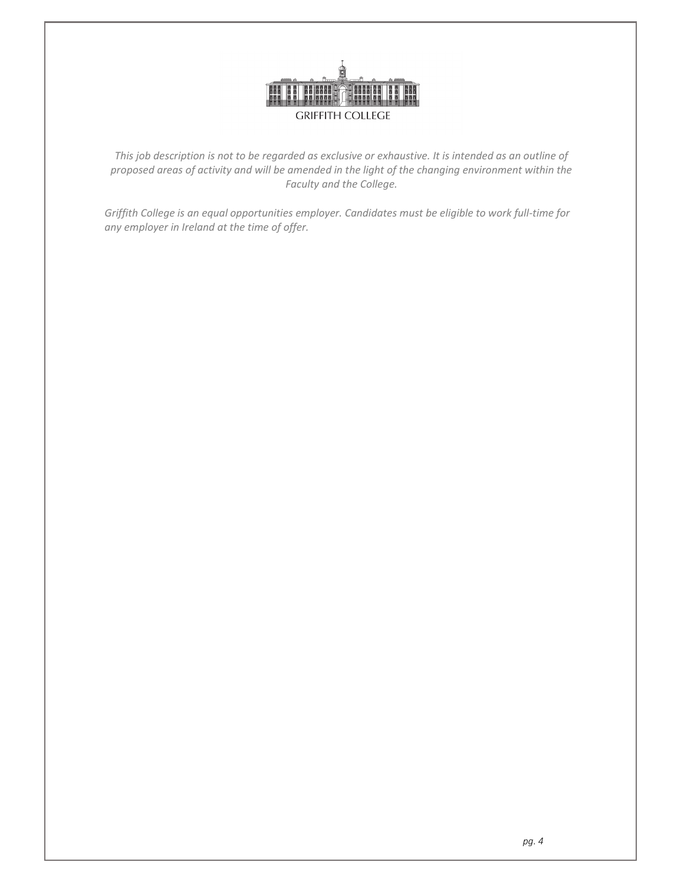GRIFFITH COLLEGE

*This job description is not to be regarded as exclusive or exhaustive. It is intended as an outline of proposed areas of activity and will be amended in the light of the changing environment within the Faculty and the College.*

*Griffith College is an equal opportunities employer. Candidates must be eligible to work full-time for any employer in Ireland at the time of offer.*